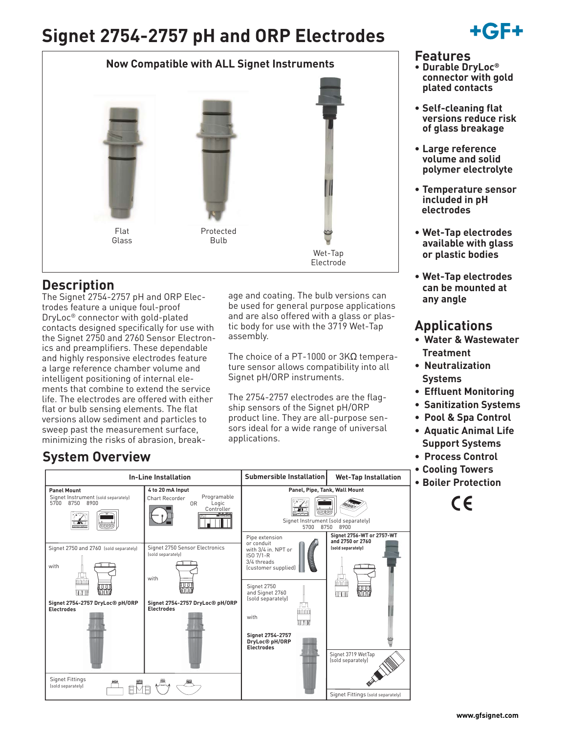# Signet 2754-2757 pH and ORP Electrodes

**Now Compatible with ALL Signet Instruments**

Flat Glass

Protected Bulb

Wet-Tap Electrode

## Features

- **Durable DryLoc® connector with gold plated contacts**
- **Self-cleaning flat versions reduce risk of glass breakage**
- **Large reference volume and solid polymer electrolyte**
- **Temperature sensor included in pH electrodes**
- **Wet-Tap electrodes available with glass or plastic bodies**
- **Wet-Tap electrodes can be mounted at any angle**

## Applications

- **Water & Wastewater Treatment**
- **Neutralization Systems**
- **Effluent Monitoring**
- **Sanitization Systems**
- **Pool & Spa Control**
- **Aquatic Animal Life Support Systems**
- **Process Control**
- **Cooling Towers**
- **Boiler Protection**

CE

## Description

The Signet 2754-2757 pH and ORP Electrodes feature a unique foul-proof DryLoc® connector with gold-plated contacts designed specifically for use with the Signet 2750 and 2760 Sensor Electronics and preamplifiers. These dependable and highly responsive electrodes feature a large reference chamber volume and intelligent positioning of internal elements that combine to extend the service life. The electrodes are offered with either flat or bulb sensing elements. The flat versions allow sediment and particles to sweep past the measurement surface, minimizing the risks of abrasion, breakage and coating. The bulb versions can be used for general purpose applications and are also offered with a glass or plastic body for use with the 3719 Wet-Tap assembly.

The choice of a PT-1000 or 3KΩ temperature sensor allows compatibility into all Signet pH/ORP instruments.

The 2754-2757 electrodes are the flagship sensors of the Signet pH/ORP product line. They are all-purpose sensors ideal for a wide range of universal applications.

## System Overview

| In-Line Installation | | Submersible Installation | Wet-Tap Installation |
|---|---|---|---|
| **Panel Mount** Signet Instrument (sold separately) 5700 8750 8900 | **4 to 20 mA Input** Chart Recorder OR Programable Logic Controller | **Panel, Pipe, Tank, Wall Mount** Signet Instrument (sold separately) 5700 8750 8900 | |
| Signet 2750 and 2760 (sold separately) with **Signet 2754-2757 DryLoc® pH/ORP Electrodes** | Signet 2750 Sensor Electronics (sold separately) with **Signet 2754-2757 DryLoc® pH/ORP Electrodes** | Pipe extension or conduit with 3/4 in. NPT or ISO 7/1-R 3/4 threads (customer supplied) | **Signet 2756-WT or 2757-WT and 2750 or 2760 (sold separately)** |
| | | Signet 2750 and Signet 2760 (sold separately) with **Signet 2754-2757 DryLoc® pH/ORP Electrodes** | Signet 3719 WetTap (sold separately) |
| Signet Fittings (sold separately) | | | Signet Fittings (sold separately) |

www.gfsignet.com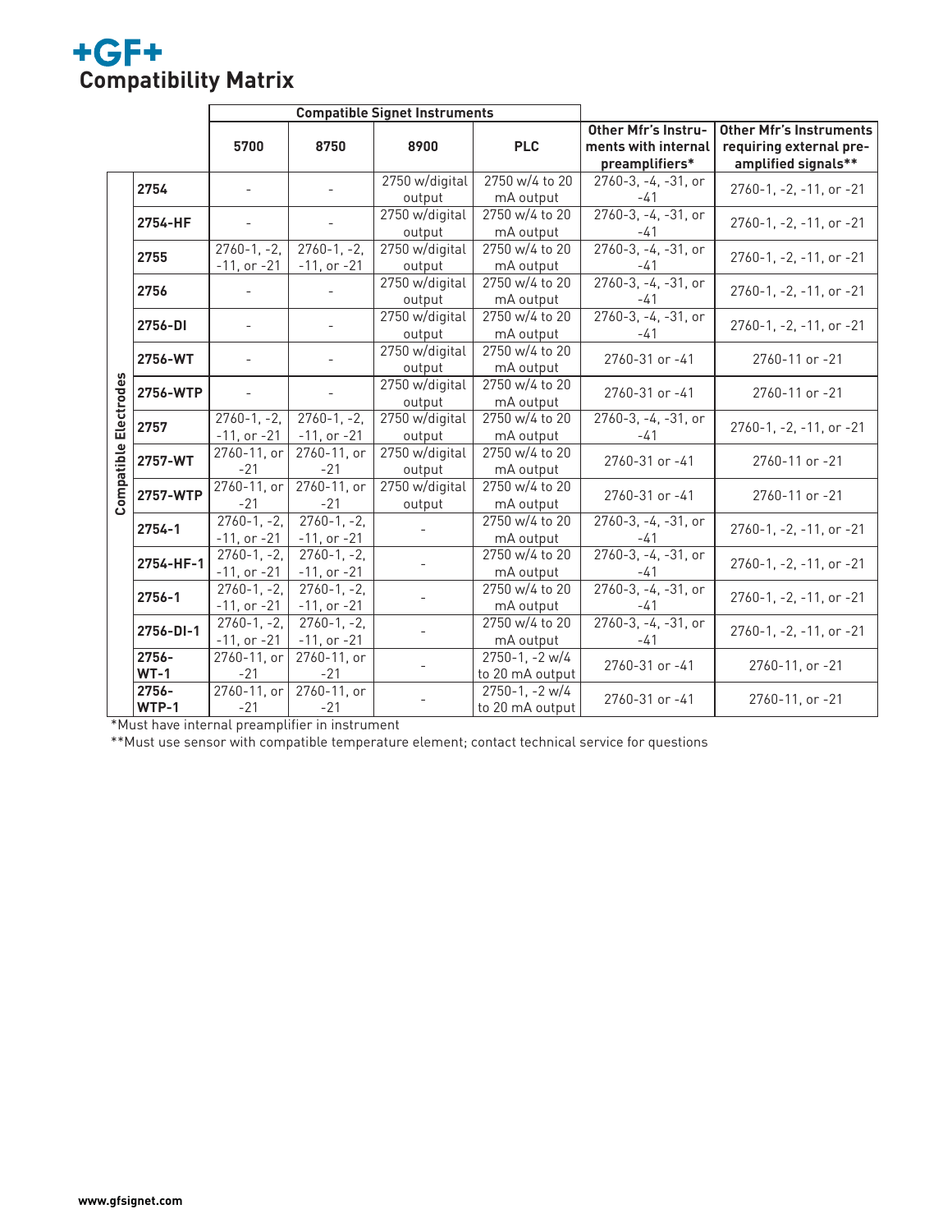# Compatibility Matrix

| Compatible Electrodes | Compatible Signet Instruments | | | | | |
|---|---|---|---|---|---|---|
| | 5700 | 8750 | 8900 | PLC | Other Mfr's Instruments with internal preamplifiers* | Other Mfr's Instruments requiring external pre-amplified signals** |
| 2754 | - | - | 2750 w/digital output | 2750 w/4 to 20 mA output | 2760-3, -4, -31, or -41 | 2760-1, -2, -11, or -21 |
| 2754-HF | - | - | 2750 w/digital output | 2750 w/4 to 20 mA output | 2760-3, -4, -31, or -41 | 2760-1, -2, -11, or -21 |
| 2755 | 2760-1, -2, -11, or -21 | 2760-1, -2, -11, or -21 | 2750 w/digital output | 2750 w/4 to 20 mA output | 2760-3, -4, -31, or -41 | 2760-1, -2, -11, or -21 |
| 2756 | - | - | 2750 w/digital output | 2750 w/4 to 20 mA output | 2760-3, -4, -31, or -41 | 2760-1, -2, -11, or -21 |
| 2756-DI | - | - | 2750 w/digital output | 2750 w/4 to 20 mA output | 2760-3, -4, -31, or -41 | 2760-1, -2, -11, or -21 |
| 2756-WT | - | - | 2750 w/digital output | 2750 w/4 to 20 mA output | 2760-31 or -41 | 2760-11 or -21 |
| 2756-WTP | - | - | 2750 w/digital output | 2750 w/4 to 20 mA output | 2760-31 or -41 | 2760-11 or -21 |
| 2757 | 2760-1, -2, -11, or -21 | 2760-1, -2, -11, or -21 | 2750 w/digital output | 2750 w/4 to 20 mA output | 2760-3, -4, -31, or -41 | 2760-1, -2, -11, or -21 |
| 2757-WT | 2760-11, or -21 | 2760-11, or -21 | 2750 w/digital output | 2750 w/4 to 20 mA output | 2760-31 or -41 | 2760-11 or -21 |
| 2757-WTP | 2760-11, or -21 | 2760-11, or -21 | 2750 w/digital output | 2750 w/4 to 20 mA output | 2760-31 or -41 | 2760-11 or -21 |
| 2754-1 | 2760-1, -2, -11, or -21 | 2760-1, -2, -11, or -21 | - | 2750 w/4 to 20 mA output | 2760-3, -4, -31, or -41 | 2760-1, -2, -11, or -21 |
| 2754-HF-1 | 2760-1, -2, -11, or -21 | 2760-1, -2, -11, or -21 | - | 2750 w/4 to 20 mA output | 2760-3, -4, -31, or -41 | 2760-1, -2, -11, or -21 |
| 2756-1 | 2760-1, -2, -11, or -21 | 2760-1, -2, -11, or -21 | - | 2750 w/4 to 20 mA output | 2760-3, -4, -31, or -41 | 2760-1, -2, -11, or -21 |
| 2756-DI-1 | 2760-1, -2, -11, or -21 | 2760-1, -2, -11, or -21 | - | 2750 w/4 to 20 mA output | 2760-3, -4, -31, or -41 | 2760-1, -2, -11, or -21 |
| 2756-WT-1 | 2760-11, or -21 | 2760-11, or -21 | - | 2750-1, -2 w/4 to 20 mA output | 2760-31 or -41 | 2760-11, or -21 |
| 2756-WTP-1 | 2760-11, or -21 | 2760-11, or -21 | - | 2750-1, -2 w/4 to 20 mA output | 2760-31 or -41 | 2760-11, or -21 |

*Must have internal preamplifier in instrument

**Must use sensor with compatible temperature element; contact technical service for questions

www.gfsignet.com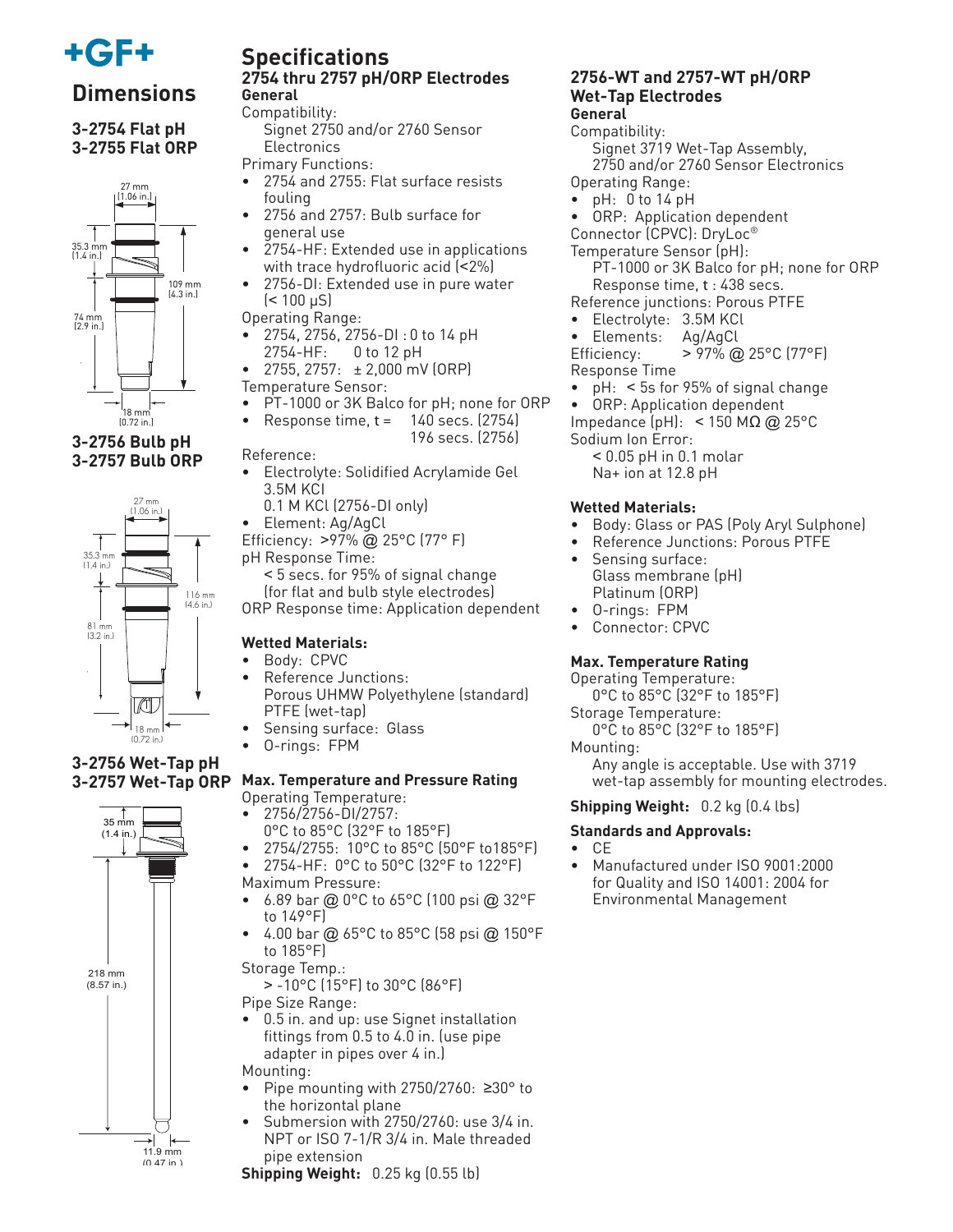# Dimensions

### 3-2754 Flat pH
### 3-2755 Flat ORP

27 mm (1.06 in.)

35.3 mm (1.4 in.)

109 mm (4.3 in.)

74 mm (2.9 in.)

18 mm (0.72 in.)

### 3-2756 Bulb pH
### 3-2757 Bulb ORP

27 mm (1.06 in.)

35.3 mm (1.4 in.)

116 mm (4.6 in.)

81 mm (3.2 in.)

18 mm (0.72 in.)

### 3-2756 Wet-Tap pH
### 3-2757 Wet-Tap ORP

35 mm (1.4 in.)

218 mm (8.57 in.)

11.9 mm (0.47 in.)

# Specifications

## 2754 thru 2757 pH/ORP Electrodes

**General**

Compatibility:
Signet 2750 and/or 2760 Sensor Electronics

Primary Functions:
- 2754 and 2755: Flat surface resists fouling
- 2756 and 2757: Bulb surface for general use
- 2754-HF: Extended use in applications with trace hydrofluoric acid (<2%)
- 2756-DI: Extended use in pure water (< 100 μS)

Operating Range:
- 2754, 2756, 2756-DI : 0 to 14 pH
  2754-HF: 0 to 12 pH
- 2755, 2757: ± 2,000 mV (ORP)

Temperature Sensor:
- PT-1000 or 3K Balco for pH; none for ORP
- Response time, t = 140 secs. (2754)
  196 secs. (2756)

Reference:
- Electrolyte: Solidified Acrylamide Gel 3.5M KCl
  0.1 M KCl (2756-DI only)
- Element: Ag/AgCl

Efficiency: >97% @ 25°C (77° F)

pH Response Time:
< 5 secs. for 95% of signal change (for flat and bulb style electrodes)

ORP Response time: Application dependent

**Wetted Materials:**
- Body: CPVC
- Reference Junctions:
  Porous UHMW Polyethylene (standard)
  PTFE (wet-tap)
- Sensing surface: Glass
- O-rings: FPM

**Max. Temperature and Pressure Rating**

Operating Temperature:
- 2756/2756-DI/2757:
  0°C to 85°C (32°F to 185°F)
- 2754/2755: 10°C to 85°C (50°F to185°F)
- 2754-HF: 0°C to 50°C (32°F to 122°F)

Maximum Pressure:
- 6.89 bar @ 0°C to 65°C (100 psi @ 32°F to 149°F)
- 4.00 bar @ 65°C to 85°C (58 psi @ 150°F to 185°F)

Storage Temp.:
> -10°C (15°F) to 30°C (86°F)

Pipe Size Range:
- 0.5 in. and up: use Signet installation fittings from 0.5 to 4.0 in. (use pipe adapter in pipes over 4 in.)

Mounting:
- Pipe mounting with 2750/2760: ≥30° to the horizontal plane
- Submersion with 2750/2760: use 3/4 in. NPT or ISO 7-1/R 3/4 in. Male threaded pipe extension

**Shipping Weight:** 0.25 kg (0.55 lb)

## 2756-WT and 2757-WT pH/ORP Wet-Tap Electrodes

**General**

Compatibility:
Signet 3719 Wet-Tap Assembly, 2750 and/or 2760 Sensor Electronics

Operating Range:
- pH: 0 to 14 pH
- ORP: Application dependent

Connector (CPVC): DryLoc®

Temperature Sensor (pH):
PT-1000 or 3K Balco for pH; none for ORP
Response time, t : 438 secs.

Reference junctions: Porous PTFE
- Electrolyte: 3.5M KCl
- Elements: Ag/AgCl

Efficiency: > 97% @ 25°C (77°F)

Response Time
- pH: < 5s for 95% of signal change
- ORP: Application dependent

Impedance (pH): < 150 MΩ @ 25°C

Sodium Ion Error:
< 0.05 pH in 0.1 molar Na+ ion at 12.8 pH

**Wetted Materials:**
- Body: Glass or PAS (Poly Aryl Sulphone)
- Reference Junctions: Porous PTFE
- Sensing surface:
  Glass membrane (pH)
  Platinum (ORP)
- O-rings: FPM
- Connector: CPVC

**Max. Temperature Rating**

Operating Temperature:
0°C to 85°C (32°F to 185°F)

Storage Temperature:
0°C to 85°C (32°F to 185°F)

Mounting:
Any angle is acceptable. Use with 3719 wet-tap assembly for mounting electrodes.

**Shipping Weight:** 0.2 kg (0.4 lbs)

**Standards and Approvals:**
- CE
- Manufactured under ISO 9001:2000 for Quality and ISO 14001: 2004 for Environmental Management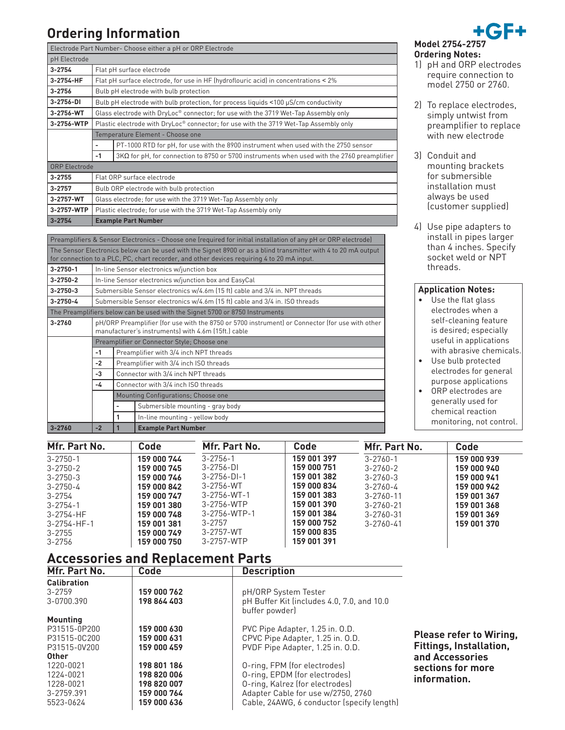# Ordering Information

| Electrode Part Number- Choose either a pH or ORP Electrode | | |
|---|---|---|
| **pH Electrode** | | |
| **3-2754** | Flat pH surface electrode | |
| **3-2754-HF** | Flat pH surface electrode, for use in HF (hydroflouric acid) in concentrations < 2% | |
| **3-2756** | Bulb pH electrode with bulb protection | |
| **3-2756-DI** | Bulb pH electrode with bulb protection, for process liquids <100 µS/cm conductivity | |
| **3-2756-WT** | Glass electrode with DryLoc® connector; for use with the 3719 Wet-Tap Assembly only | |
| **3-2756-WTP** | Plastic electrode with DryLoc® connector; for use with the 3719 Wet-Tap Assembly only | |
| | Temperature Element - Choose one | |
| | - | PT-1000 RTD for pH, for use with the 8900 instrument when used with the 2750 sensor |
| | -1 | 3KΩ for pH, for connection to 8750 or 5700 instruments when used with the 2760 preamplifier |
| **ORP Electrode** | | |
| **3-2755** | Flat ORP surface electrode | |
| **3-2757** | Bulb ORP electrode with bulb protection | |
| **3-2757-WT** | Glass electrode; for use with the 3719 Wet-Tap Assembly only | |
| **3-2757-WTP** | Plastic electrode; for use with the 3719 Wet-Tap Assembly only | |
| **3-2754** | **Example Part Number** | |

| Preamplifiers & Sensor Electronics - Choose one (required for initial installation of any pH or ORP electrode) | | | |
|---|---|---|---|
| The Sensor Electronics below can be used with the Signet 8900 or as a blind transmitter with 4 to 20 mA output for connection to a PLC, PC, chart recorder, and other devices requiring 4 to 20 mA input. | | | |
| **3-2750-1** | In-line Sensor electronics w/junction box | | |
| **3-2750-2** | In-line Sensor electronics w/junction box and EasyCal | | |
| **3-2750-3** | Submersible Sensor electronics w/4.6m (15 ft) cable and 3/4 in. NPT threads | | |
| **3-2750-4** | Submersible Sensor electronics w/4.6m (15 ft) cable and 3/4 in. ISO threads | | |
| The Preamplifiers below can be used with the Signet 5700 or 8750 Instruments | | | |
| **3-2760** | pH/ORP Preamplifier (for use with the 8750 or 5700 instrument) or Connector (for use with other manufacturer's instruments) with 4.6m (15ft.) cable | | |
| | Preamplifier or Connector Style; Choose one | | |
| | -1 | Preamplifier with 3/4 inch NPT threads | |
| | -2 | Preamplifier with 3/4 inch ISO threads | |
| | -3 | Connector with 3/4 inch NPT threads | |
| | -4 | Connector with 3/4 inch ISO threads | |
| | | Mounting Configurations; Choose one | |
| | | - | Submersible mounting - gray body |
| | | 1 | In-line mounting - yellow body |
| **3-2760** | **-2** | **1** | **Example Part Number** |

**Model 2754-2757**
**Ordering Notes:**

1) pH and ORP electrodes require connection to model 2750 or 2760.
2) To replace electrodes, simply untwist from preamplifier to replace with new electrode
3) Conduit and mounting brackets for submersible installation must always be used (customer supplied)
4) Use pipe adapters to install in pipes larger than 4 inches. Specify socket weld or NPT threads.

**Application Notes:**

- Use the flat glass electrodes when a self-cleaning feature is desired; especially useful in applications with abrasive chemicals.
- Use bulb protected electrodes for general purpose applications
- ORP electrodes are generally used for chemical reaction monitoring, not control.

| Mfr. Part No. | Code | Mfr. Part No. | Code | Mfr. Part No. | Code |
|---|---|---|---|---|---|
| 3-2750-1 | **159 000 744** | 3-2756-1 | **159 001 397** | 3-2760-1 | **159 000 939** |
| 3-2750-2 | **159 000 745** | 3-2756-DI | **159 000 751** | 3-2760-2 | **159 000 940** |
| 3-2750-3 | **159 000 746** | 3-2756-DI-1 | **159 001 382** | 3-2760-3 | **159 000 941** |
| 3-2750-4 | **159 000 842** | 3-2756-WT | **159 000 834** | 3-2760-4 | **159 000 942** |
| 3-2754 | **159 000 747** | 3-2756-WT-1 | **159 001 383** | 3-2760-11 | **159 001 367** |
| 3-2754-1 | **159 001 380** | 3-2756-WTP | **159 001 390** | 3-2760-21 | **159 001 368** |
| 3-2754-HF | **159 000 748** | 3-2756-WTP-1 | **159 001 384** | 3-2760-31 | **159 001 369** |
| 3-2754-HF-1 | **159 001 381** | 3-2757 | **159 000 752** | 3-2760-41 | **159 001 370** |
| 3-2755 | **159 000 749** | 3-2757-WT | **159 000 835** | | |
| 3-2756 | **159 000 750** | 3-2757-WTP | **159 001 391** | | |

## Accessories and Replacement Parts

| Mfr. Part No. | Code | Description |
|---|---|---|
| **Calibration** | | |
| 3-2759 | **159 000 762** | pH/ORP System Tester |
| 3-0700.390 | **198 864 403** | pH Buffer Kit (includes 4.0, 7.0, and 10.0 buffer powder) |
| **Mounting** | | |
| P31515-0P200 | **159 000 630** | PVC Pipe Adapter, 1.25 in. O.D. |
| P31515-0C200 | **159 000 631** | CPVC Pipe Adapter, 1.25 in. O.D. |
| P31515-0V200 | **159 000 459** | PVDF Pipe Adapter, 1.25 in. O.D. |
| **Other** | | |
| 1220-0021 | **198 801 186** | O-ring, FPM (for electrodes) |
| 1224-0021 | **198 820 006** | O-ring, EPDM (for electrodes) |
| 1228-0021 | **198 820 007** | O-ring, Kalrez (for electrodes) |
| 3-2759.391 | **159 000 764** | Adapter Cable for use w/2750, 2760 |
| 5523-0624 | **159 000 636** | Cable, 24AWG, 6 conductor (specify length) |

**Please refer to Wiring, Fittings, Installation, and Accessories sections for more information.**